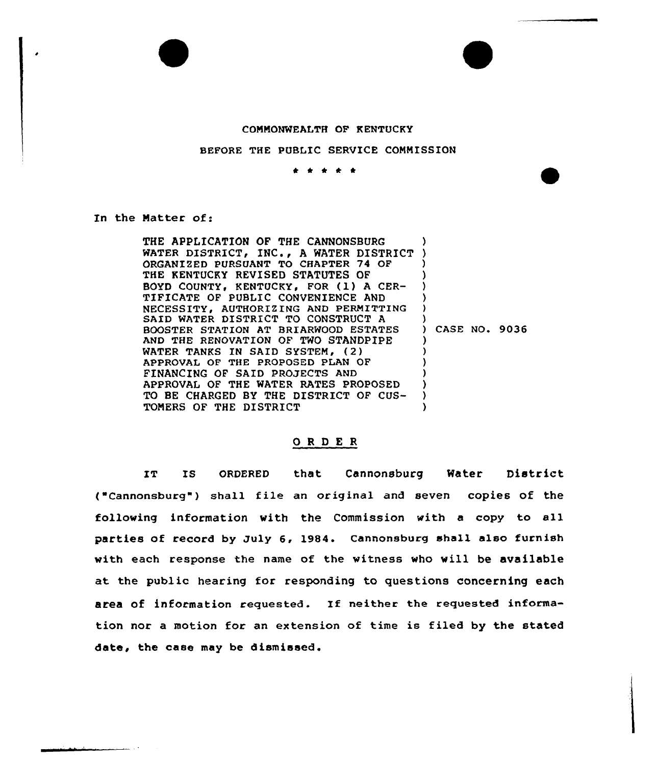COMMONWEALTH OF KENTUCKY

BEFORE THE PUBLIC SERVICE COMMISSION

\* \* \* \* \*

In the Matter of:

| | |
|---|---|
| THE APPLICATION OF THE CANNONSBURG WATER DISTRICT, INC., A WATER DISTRICT ORGANIZED PURSUANT TO CHAPTER 74 OF THE KENTUCKY REVISED STATUTES OF BOYD COUNTY, KENTUCKY, FOR (1) A CERTIFICATE OF PUBLIC CONVENIENCE AND NECESSITY, AUTHORIZING AND PERMITTING SAID WATER DISTRICT TO CONSTRUCT A BOOSTER STATION AT BRIARWOOD ESTATES AND THE RENOVATION OF TWO STANDPIPE WATER TANKS IN SAID SYSTEM, (2) APPROVAL OF THE PROPOSED PLAN OF FINANCING OF SAID PROJECTS AND APPROVAL OF THE WATER RATES PROPOSED TO BE CHARGED BY THE DISTRICT OF CUSTOMERS OF THE DISTRICT | CASE NO. 9036 |

## ORDER

IT IS ORDERED that Cannonsburg Water District ("Cannonsburg") shall file an original and seven copies of the following information with the Commission with a copy to all parties of record by July 6, 1984. Cannonsburg shall also furnish with each response the name of the witness who will be available at the public hearing for responding to questions concerning each area of information requested. If neither the requested information nor a motion for an extension of time is filed by the stated date, the case may be dismissed.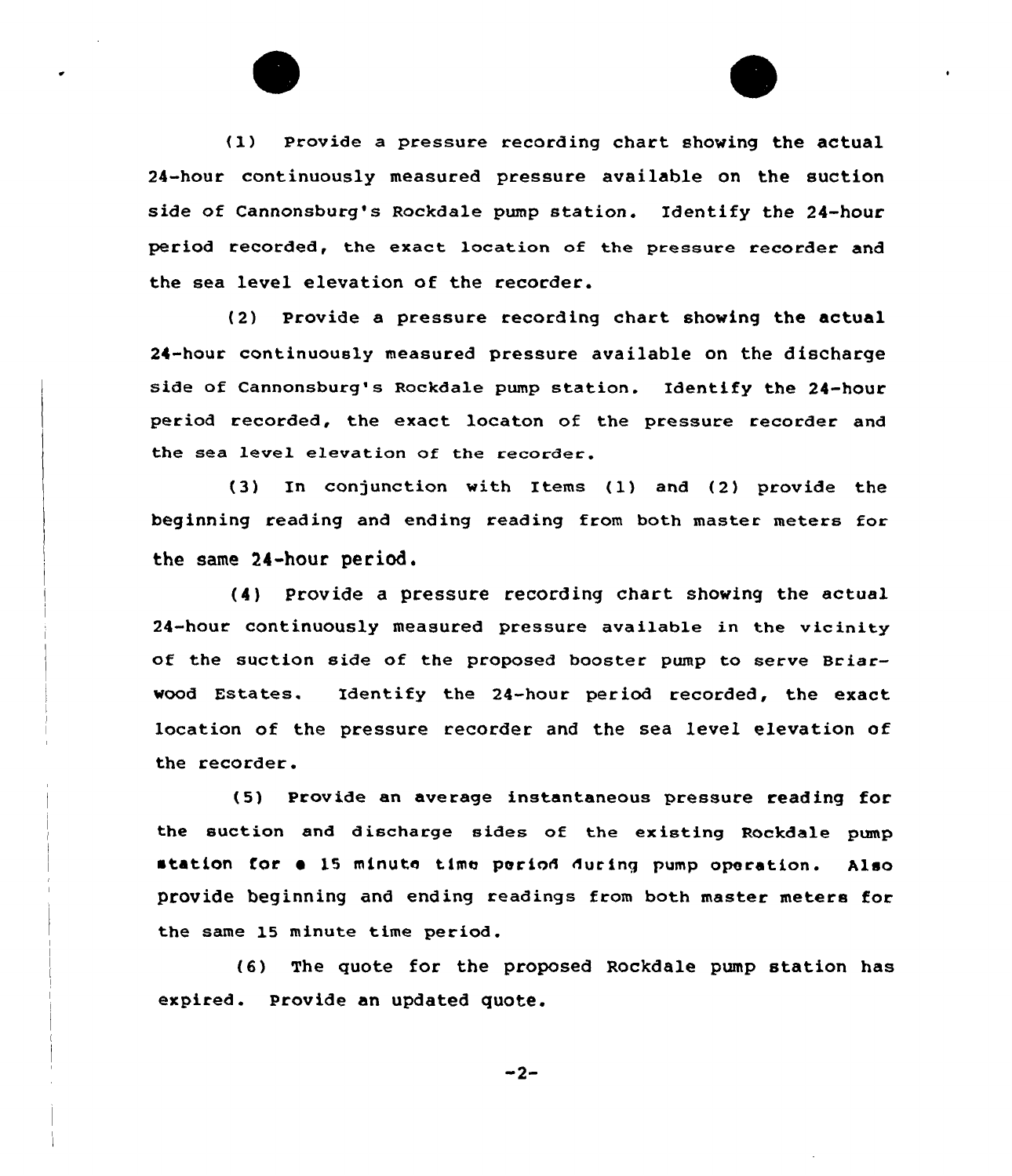(1) Provide a pressure recording chart showing the actual 24-hour continuously measured pressure available on the suction side of Cannonsburg's Rockdale pump station. Identify the 24-hour period recorded, the exact location of the pressure recorder and the sea level elevation of the recorder.

(2) Provide a pressure recording chart showing the actual 24-hour continuously measured pressure available on the discharge side of Cannonsburg's Rockdale pump station. Identify the 24-hour period recorded, the exact locaton of the pressure recorder and the sea level elevation of the recorder.

(3) In conjunction with Items (1) and (2) provide the beginning reading and ending reading from both master meters for the same 24-hour period.

(4) Provide a pressure recording chart showing the actual 24-hour continuously measured pressure available in the vicinity of the suction side of the proposed booster pump to serve Briarwood Estates. Identify the 24-hour period recorded, the exact location of the pressure recorder and the sea level elevation of the recorder.

(5) Provide an average instantaneous pressure reading for the suction and discharge sides of the existing Rockdale pump station for a 15 minute time period during pump operation. Also provide beginning and ending readings from both master meters for the same 15 minute time period.

(6) The quote for the proposed Rockdale pump station has expired. Provide an updated quote.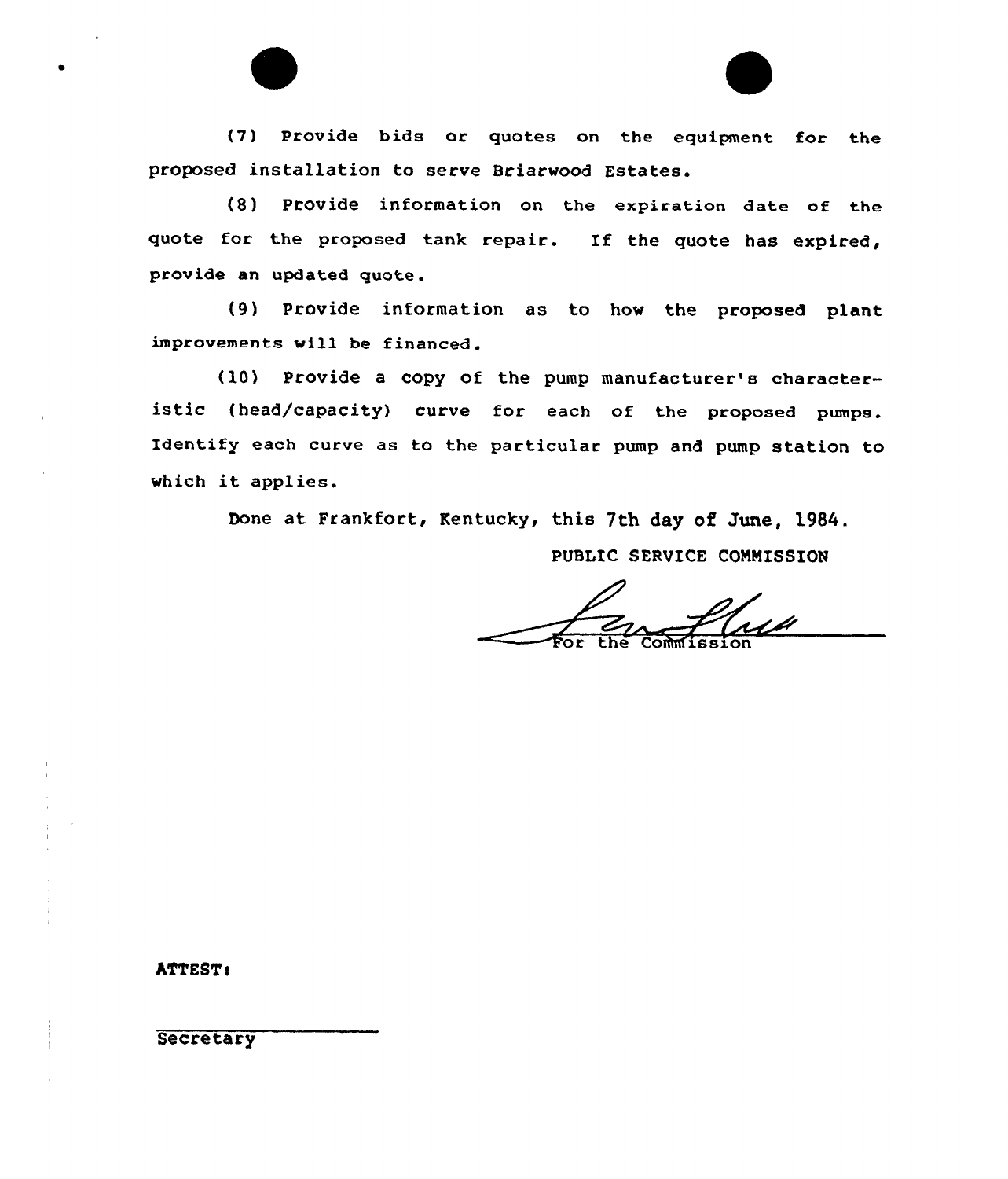(7) Provide bids or quotes on the equipment for the proposed installation to serve Briarwood Estates.

(8) Provide information on the expiration date of the quote for the proposed tank repair. If the quote has expired, provide an updated quote.

(9) Provide information as to how the proposed plant improvements will be financed.

(10) Provide a copy of the pump manufacturer's characteristic (head/capacity) curve for each of the proposed pumps. Identify each curve as to the particular pump and pump station to which it applies.

Done at Frankfort, Kentucky, this 7th day of June, 1984.

PUBLIC SERVICE COMMISSION

For the Commission

ATTEST:

Secretary